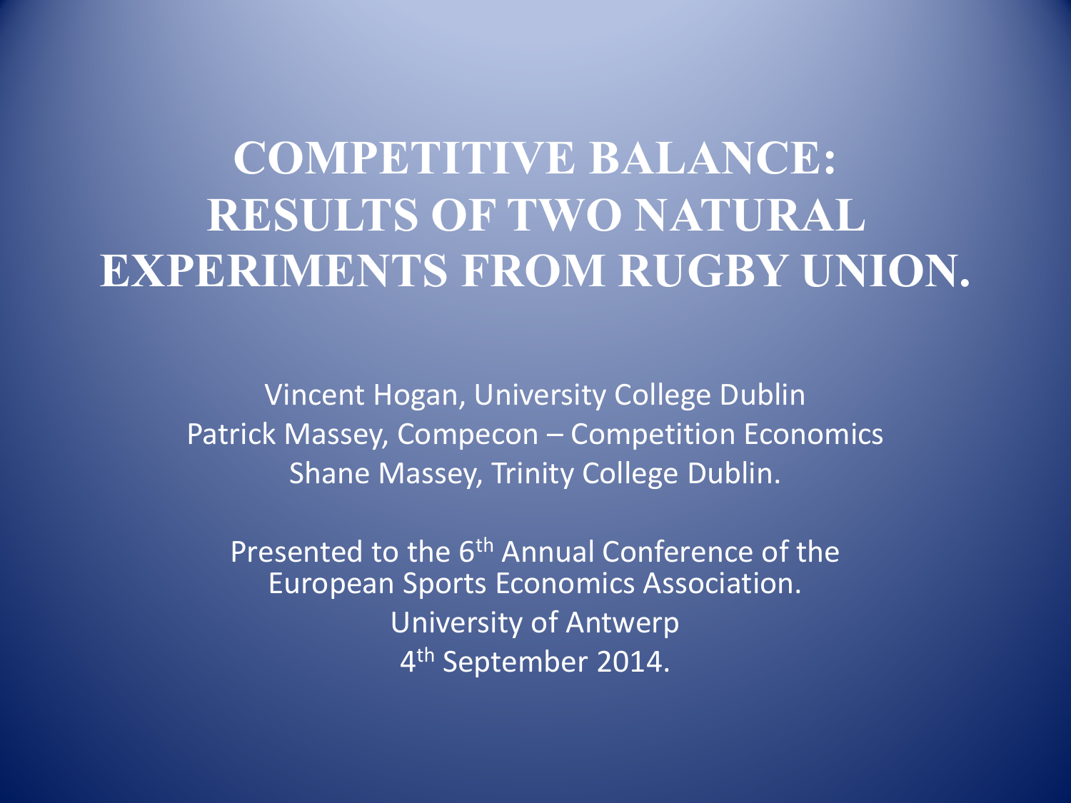# COMPETITIVE BALANCE: RESULTS OF TWO NATURAL EXPERIMENTS FROM RUGBY UNION.

Vincent Hogan, University College Dublin
Patrick Massey, Compecon – Competition Economics
Shane Massey, Trinity College Dublin.

Presented to the 6th Annual Conference of the European Sports Economics Association.
University of Antwerp
4th September 2014.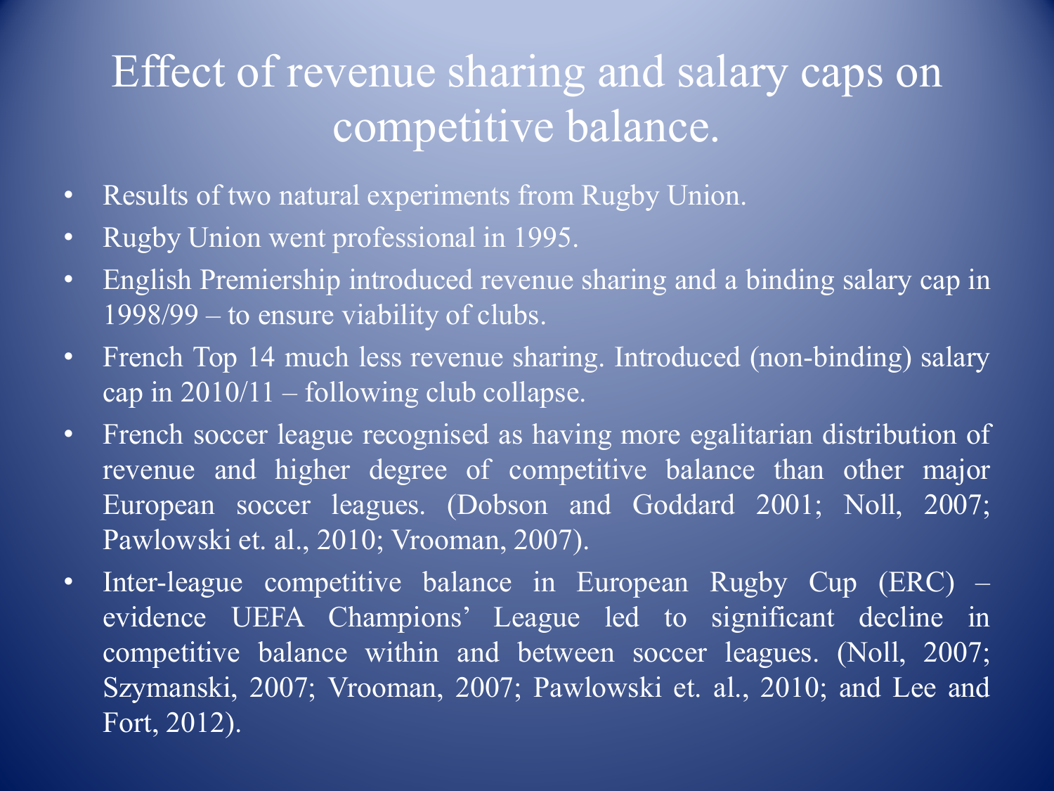# Effect of revenue sharing and salary caps on competitive balance.

- Results of two natural experiments from Rugby Union.
- Rugby Union went professional in 1995.
- English Premiership introduced revenue sharing and a binding salary cap in 1998/99 – to ensure viability of clubs.
- French Top 14 much less revenue sharing. Introduced (non-binding) salary cap in 2010/11 – following club collapse.
- French soccer league recognised as having more egalitarian distribution of revenue and higher degree of competitive balance than other major European soccer leagues. (Dobson and Goddard 2001; Noll, 2007; Pawlowski et. al., 2010; Vrooman, 2007).
- Inter-league competitive balance in European Rugby Cup (ERC) – evidence UEFA Champions' League led to significant decline in competitive balance within and between soccer leagues. (Noll, 2007; Szymanski, 2007; Vrooman, 2007; Pawlowski et. al., 2010; and Lee and Fort, 2012).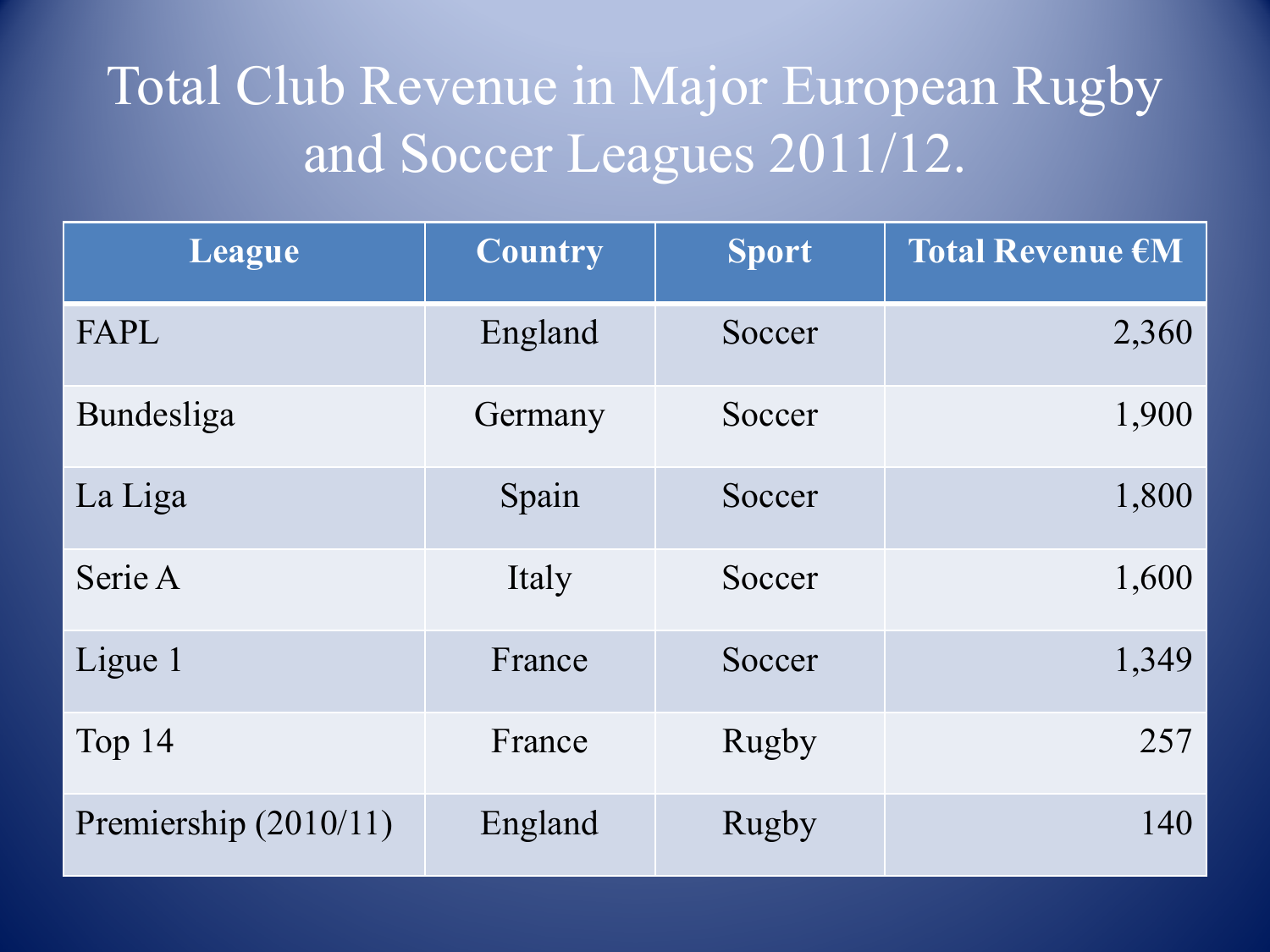# Total Club Revenue in Major European Rugby and Soccer Leagues 2011/12.

| League | Country | Sport | Total Revenue €M |
|---|---|---|---:|
| FAPL | England | Soccer | 2,360 |
| Bundesliga | Germany | Soccer | 1,900 |
| La Liga | Spain | Soccer | 1,800 |
| Serie A | Italy | Soccer | 1,600 |
| Ligue 1 | France | Soccer | 1,349 |
| Top 14 | France | Rugby | 257 |
| Premiership (2010/11) | England | Rugby | 140 |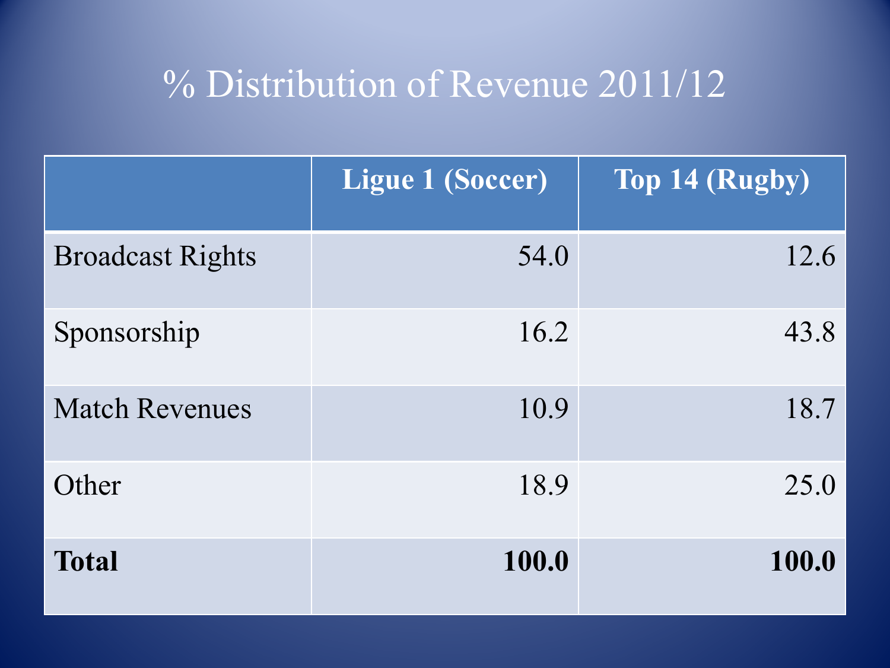# % Distribution of Revenue 2011/12

| | Ligue 1 (Soccer) | Top 14 (Rugby) |
|---|---|---|
| Broadcast Rights | 54.0 | 12.6 |
| Sponsorship | 16.2 | 43.8 |
| Match Revenues | 10.9 | 18.7 |
| Other | 18.9 | 25.0 |
| **Total** | **100.0** | **100.0** |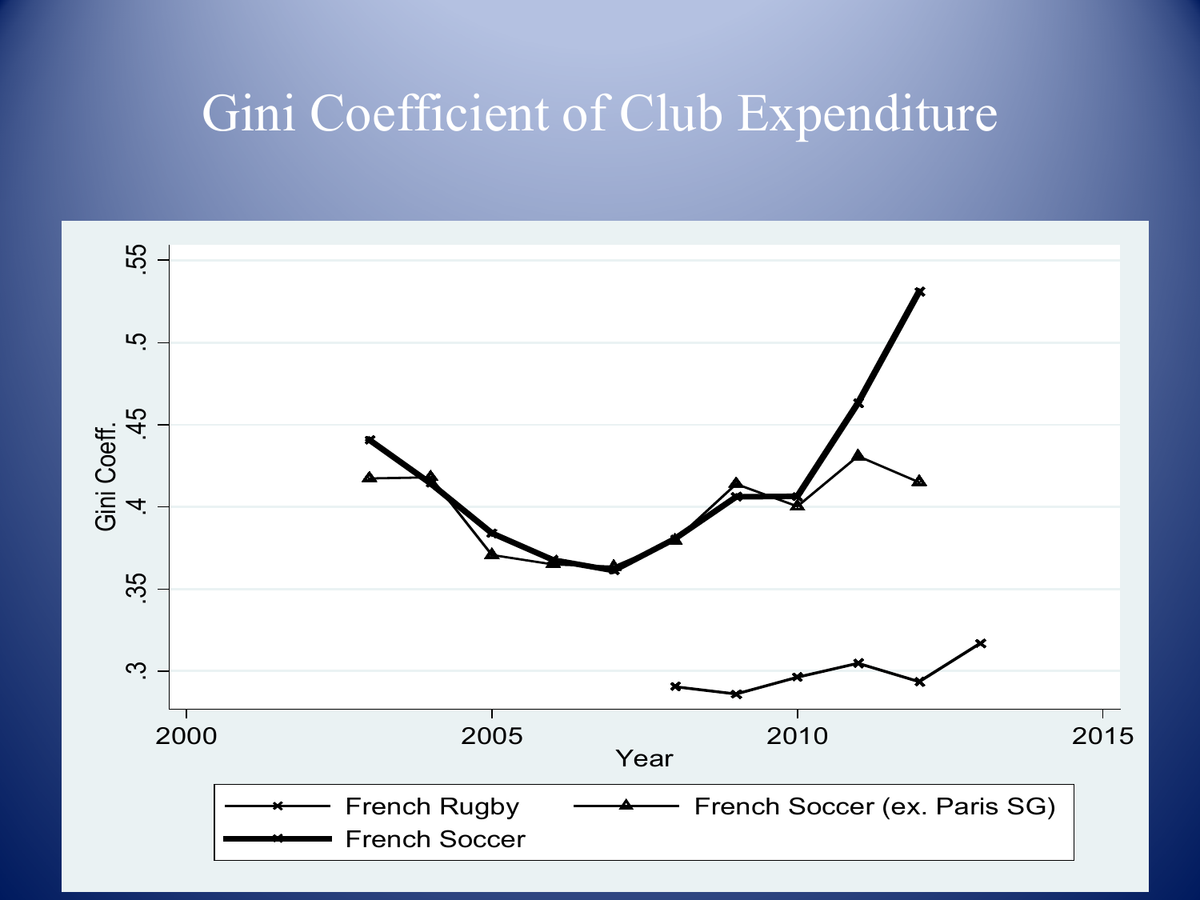# Gini Coefficient of Club Expenditure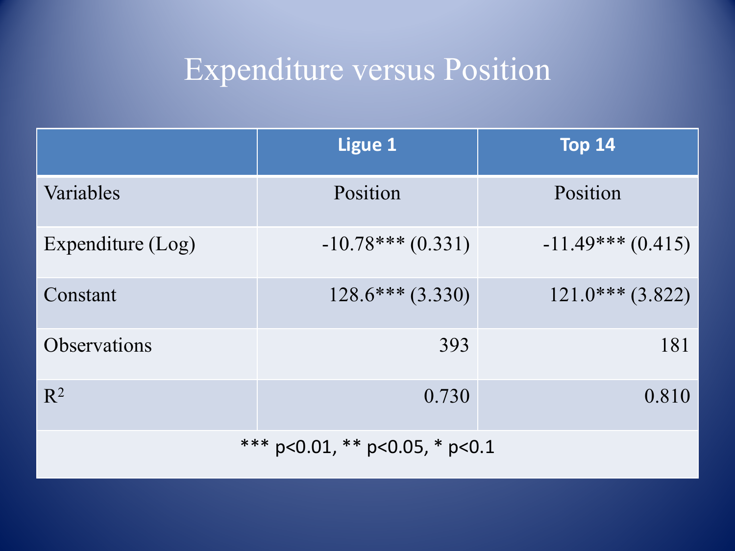# Expenditure versus Position

| | Ligue 1 | Top 14 |
|---|---|---|
| Variables | Position | Position |
| Expenditure (Log) | -10.78*** (0.331) | -11.49*** (0.415) |
| Constant | 128.6*** (3.330) | 121.0*** (3.822) |
| Observations | 393 | 181 |
| $R^2$ | 0.730 | 0.810 |

*** p<0.01, ** p<0.05, * p<0.1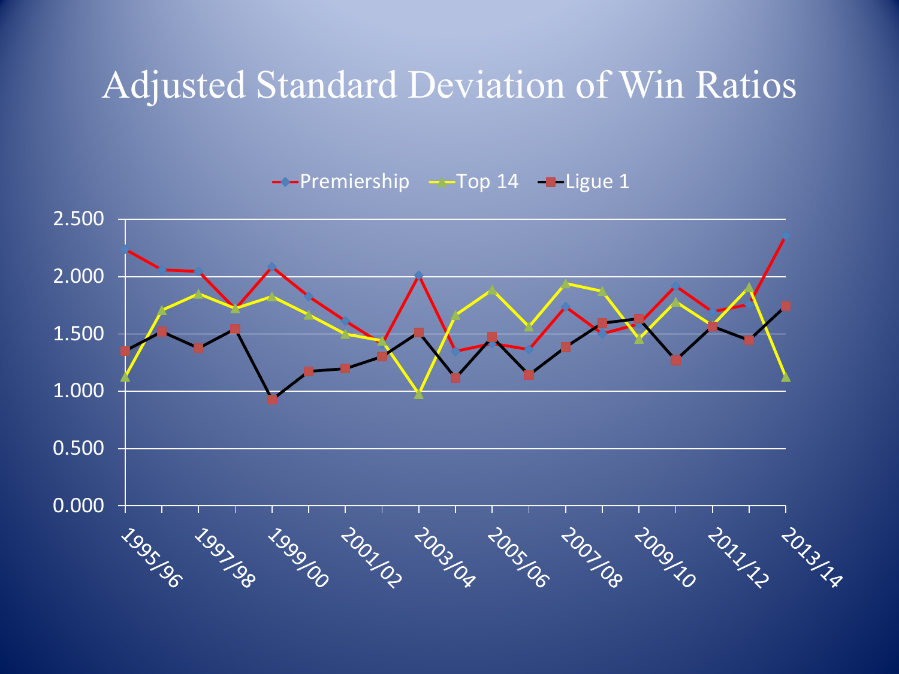# Adjusted Standard Deviation of Win Ratios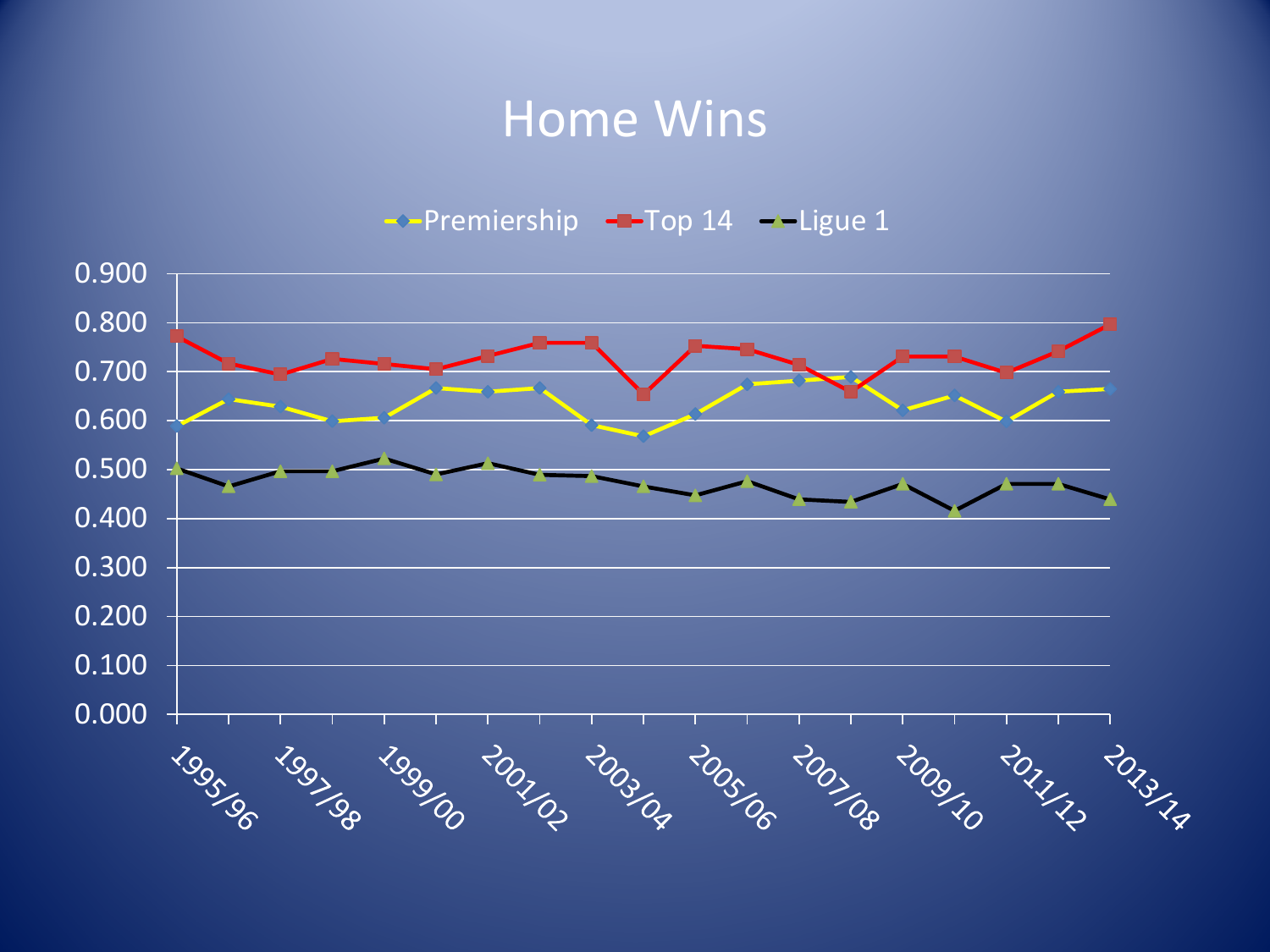# Home Wins

Premiership — Top 14 — Ligue 1

0.900
0.800
0.700
0.600
0.500
0.400
0.300
0.200
0.100
0.000

1995/96 1997/98 1999/00 2001/02 2003/04 2005/06 2007/08 2009/10 2011/12 2013/14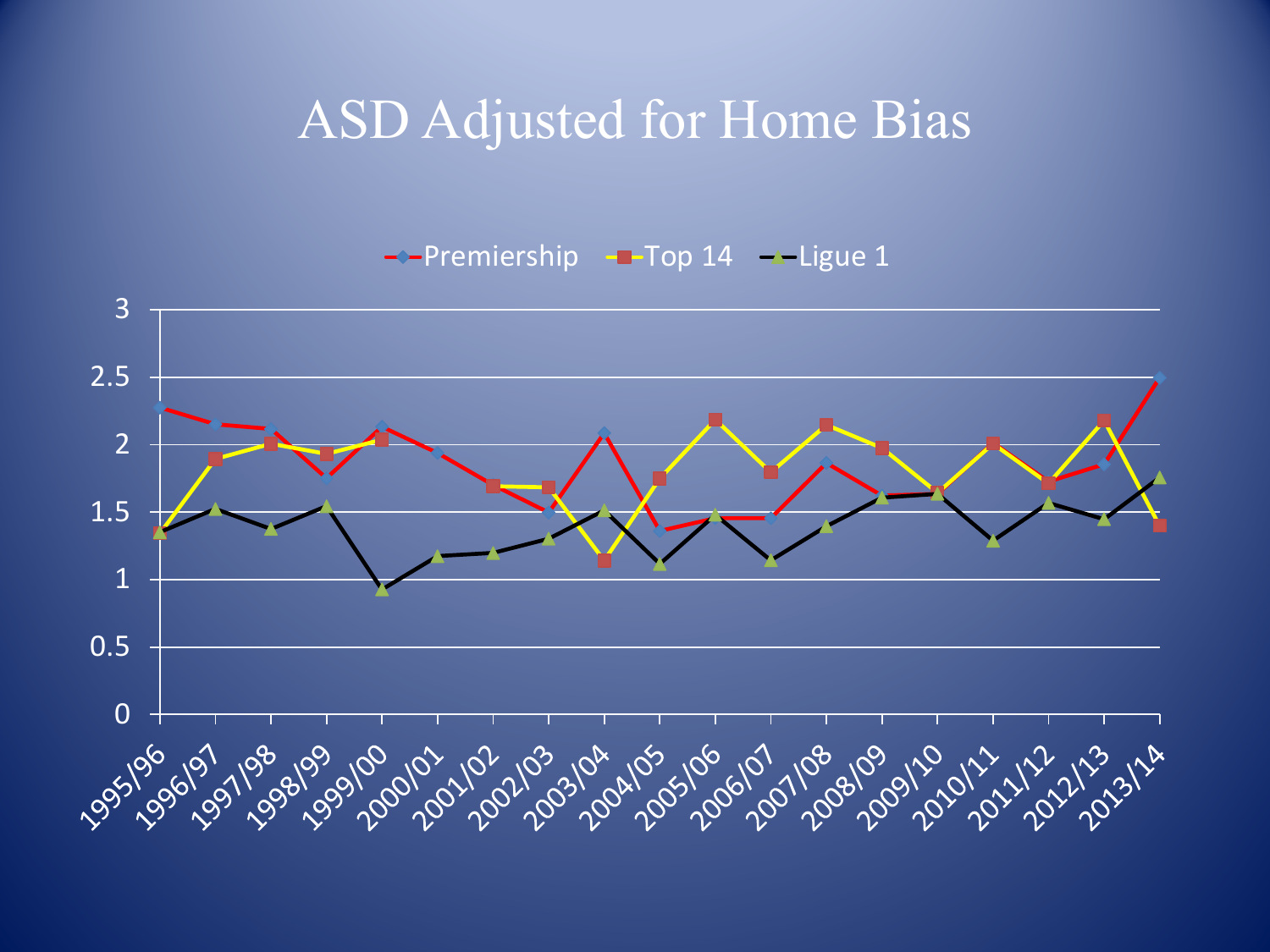# ASD Adjusted for Home Bias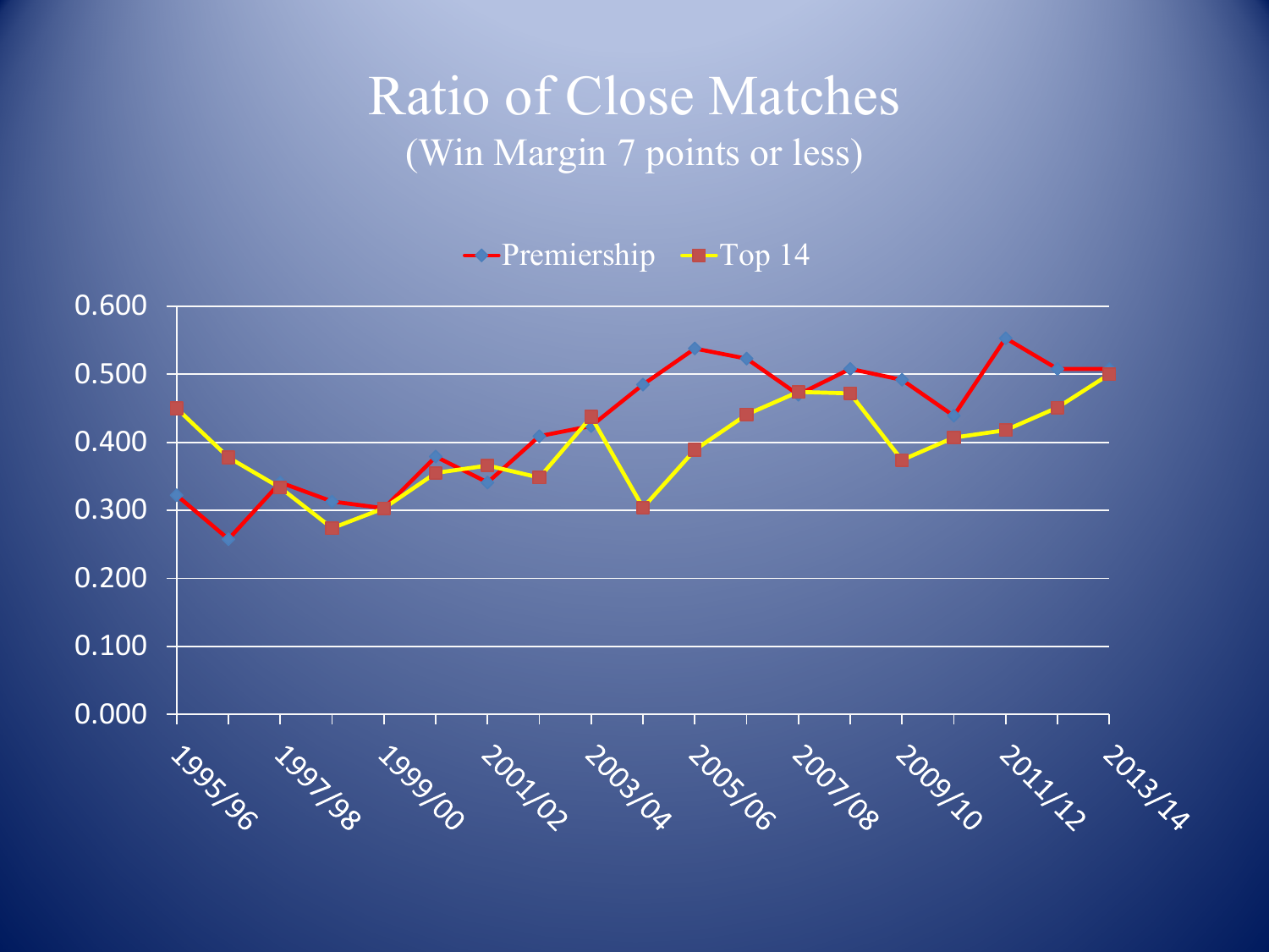# Ratio of Close Matches

(Win Margin 7 points or less)

Premiership | Top 14

0.600
0.500
0.400
0.300
0.200
0.100
0.000

1995/96 1997/98 1999/00 2001/02 2003/04 2005/06 2007/08 2009/10 2011/12 2013/14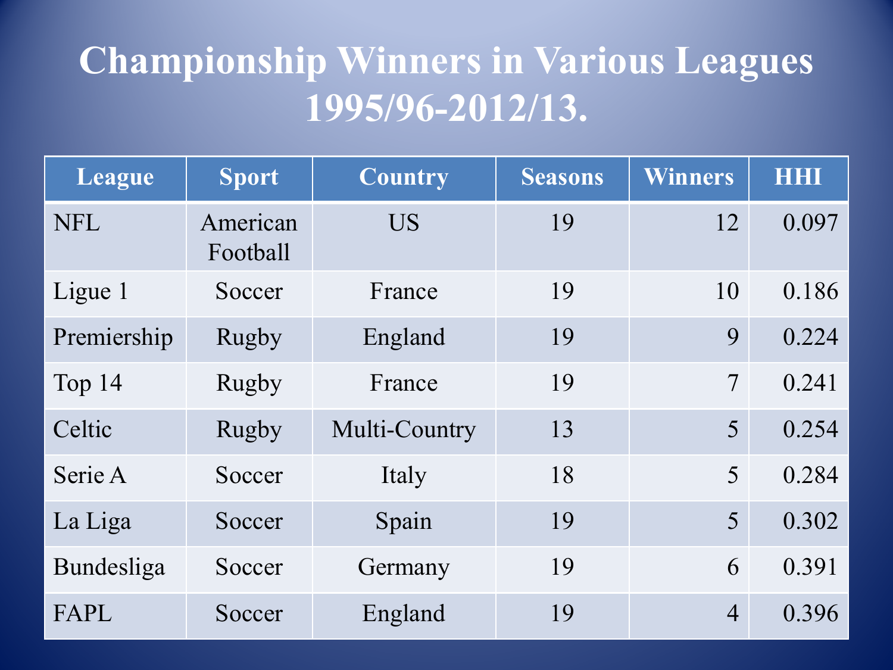# Championship Winners in Various Leagues 1995/96-2012/13.

| League | Sport | Country | Seasons | Winners | HHI |
|---|---|---|---|---|---|
| NFL | American Football | US | 19 | 12 | 0.097 |
| Ligue 1 | Soccer | France | 19 | 10 | 0.186 |
| Premiership | Rugby | England | 19 | 9 | 0.224 |
| Top 14 | Rugby | France | 19 | 7 | 0.241 |
| Celtic | Rugby | Multi-Country | 13 | 5 | 0.254 |
| Serie A | Soccer | Italy | 18 | 5 | 0.284 |
| La Liga | Soccer | Spain | 19 | 5 | 0.302 |
| Bundesliga | Soccer | Germany | 19 | 6 | 0.391 |
| FAPL | Soccer | England | 19 | 4 | 0.396 |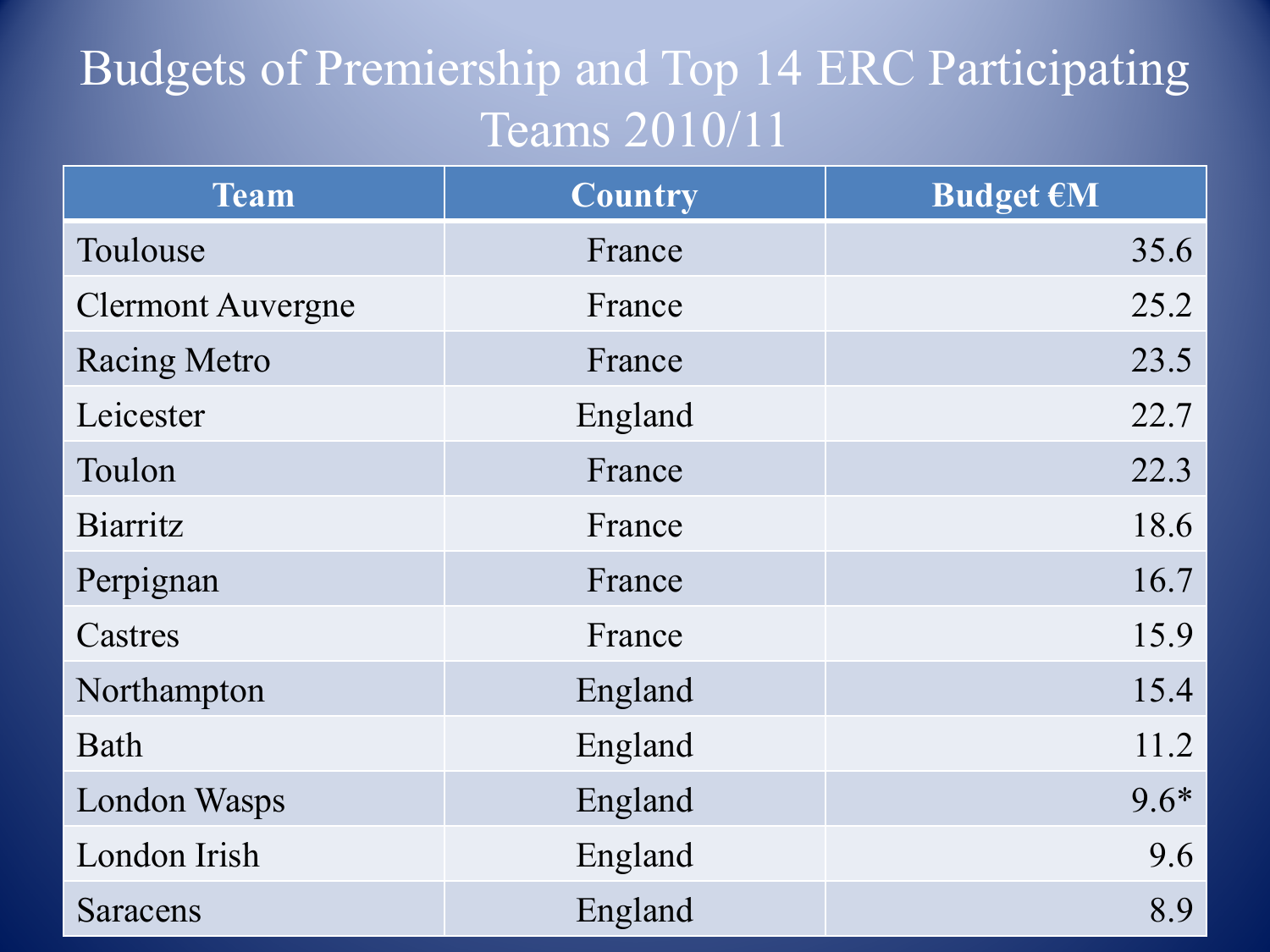# Budgets of Premiership and Top 14 ERC Participating Teams 2010/11

| Team | Country | Budget €M |
|---|---|---|
| Toulouse | France | 35.6 |
| Clermont Auvergne | France | 25.2 |
| Racing Metro | France | 23.5 |
| Leicester | England | 22.7 |
| Toulon | France | 22.3 |
| Biarritz | France | 18.6 |
| Perpignan | France | 16.7 |
| Castres | France | 15.9 |
| Northampton | England | 15.4 |
| Bath | England | 11.2 |
| London Wasps | England | 9.6* |
| London Irish | England | 9.6 |
| Saracens | England | 8.9 |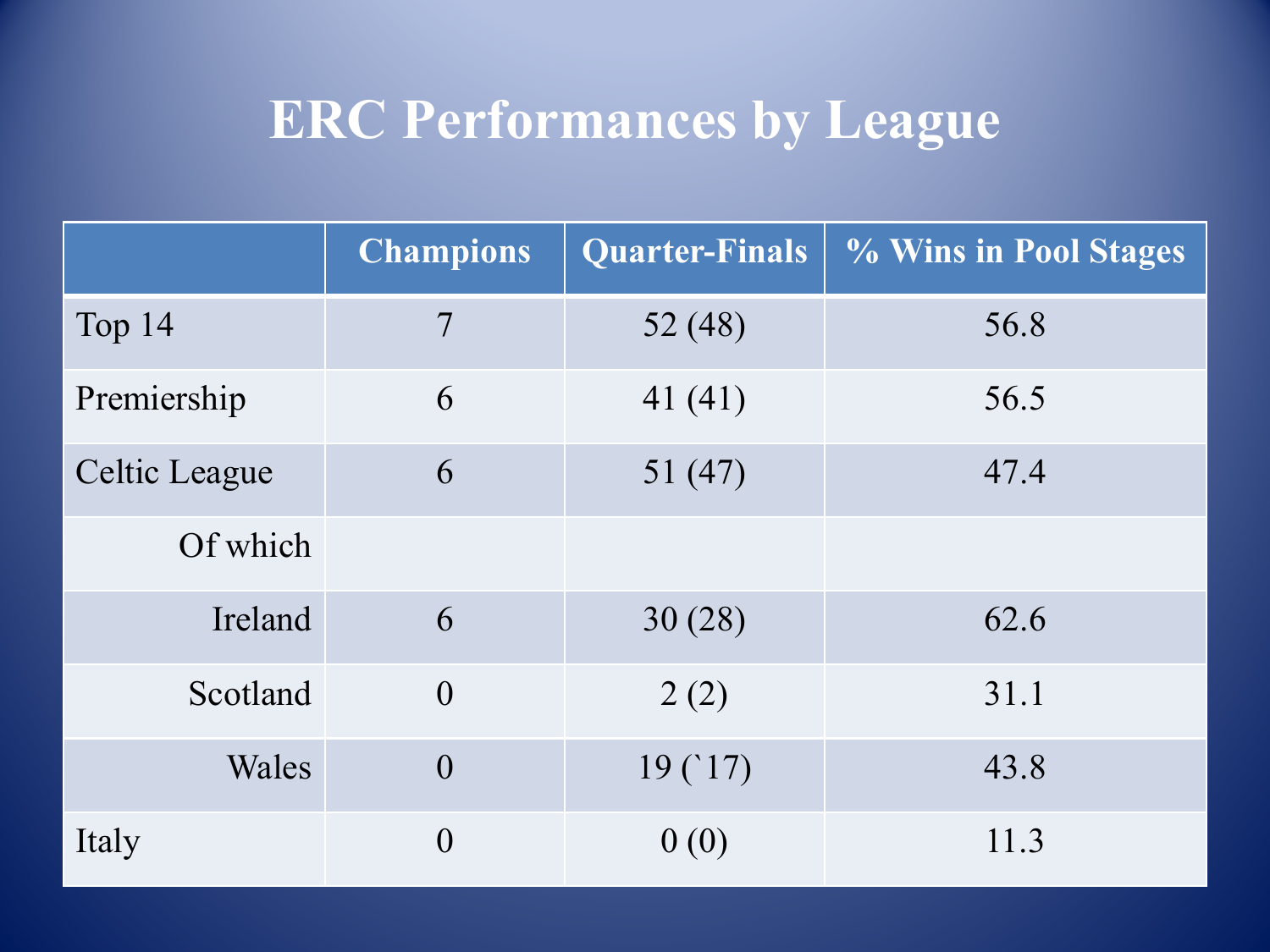# ERC Performances by League

| | Champions | Quarter-Finals | % Wins in Pool Stages |
|---|---|---|---|
| Top 14 | 7 | 52 (48) | 56.8 |
| Premiership | 6 | 41 (41) | 56.5 |
| Celtic League | 6 | 51 (47) | 47.4 |
| Of which | | | |
| Ireland | 6 | 30 (28) | 62.6 |
| Scotland | 0 | 2 (2) | 31.1 |
| Wales | 0 | 19 (`17) | 43.8 |
| Italy | 0 | 0 (0) | 11.3 |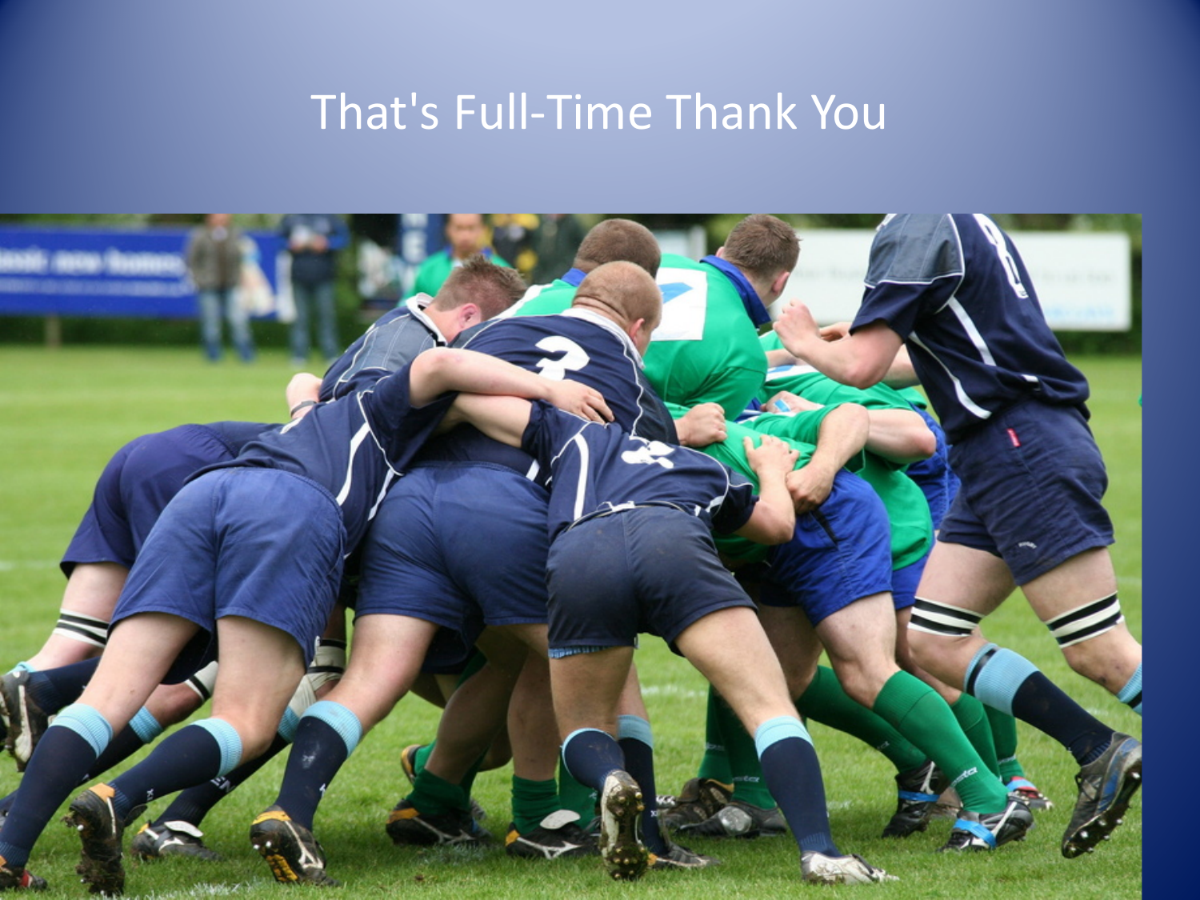# That's Full-Time Thank You